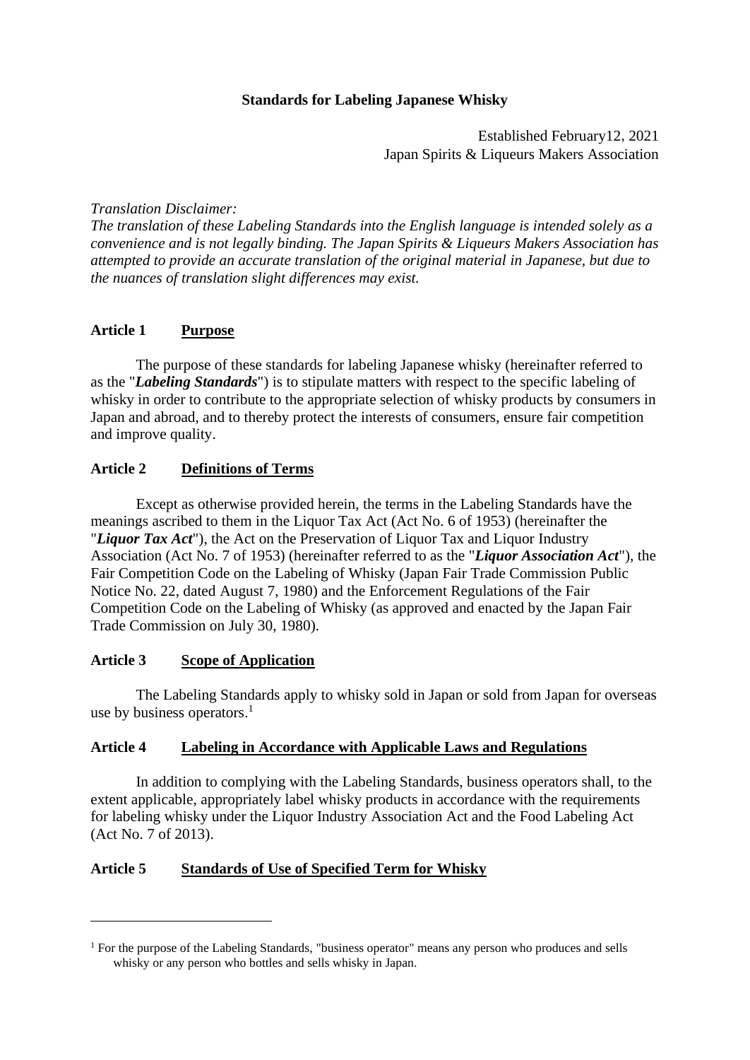# Standards for Labeling Japanese Whisky

Established February12, 2021
Japan Spirits & Liqueurs Makers Association

*Translation Disclaimer:*
*The translation of these Labeling Standards into the English language is intended solely as a convenience and is not legally binding. The Japan Spirits & Liqueurs Makers Association has attempted to provide an accurate translation of the original material in Japanese, but due to the nuances of translation slight differences may exist.*

## Article 1 Purpose

The purpose of these standards for labeling Japanese whisky (hereinafter referred to as the "***Labeling Standards***") is to stipulate matters with respect to the specific labeling of whisky in order to contribute to the appropriate selection of whisky products by consumers in Japan and abroad, and to thereby protect the interests of consumers, ensure fair competition and improve quality.

## Article 2 Definitions of Terms

Except as otherwise provided herein, the terms in the Labeling Standards have the meanings ascribed to them in the Liquor Tax Act (Act No. 6 of 1953) (hereinafter the "***Liquor Tax Act***"), the Act on the Preservation of Liquor Tax and Liquor Industry Association (Act No. 7 of 1953) (hereinafter referred to as the "***Liquor Association Act***"), the Fair Competition Code on the Labeling of Whisky (Japan Fair Trade Commission Public Notice No. 22, dated August 7, 1980) and the Enforcement Regulations of the Fair Competition Code on the Labeling of Whisky (as approved and enacted by the Japan Fair Trade Commission on July 30, 1980).

## Article 3 Scope of Application

The Labeling Standards apply to whisky sold in Japan or sold from Japan for overseas use by business operators.[1]

## Article 4 Labeling in Accordance with Applicable Laws and Regulations

In addition to complying with the Labeling Standards, business operators shall, to the extent applicable, appropriately label whisky products in accordance with the requirements for labeling whisky under the Liquor Industry Association Act and the Food Labeling Act (Act No. 7 of 2013).

## Article 5 Standards of Use of Specified Term for Whisky

---

[1] For the purpose of the Labeling Standards, "business operator" means any person who produces and sells whisky or any person who bottles and sells whisky in Japan.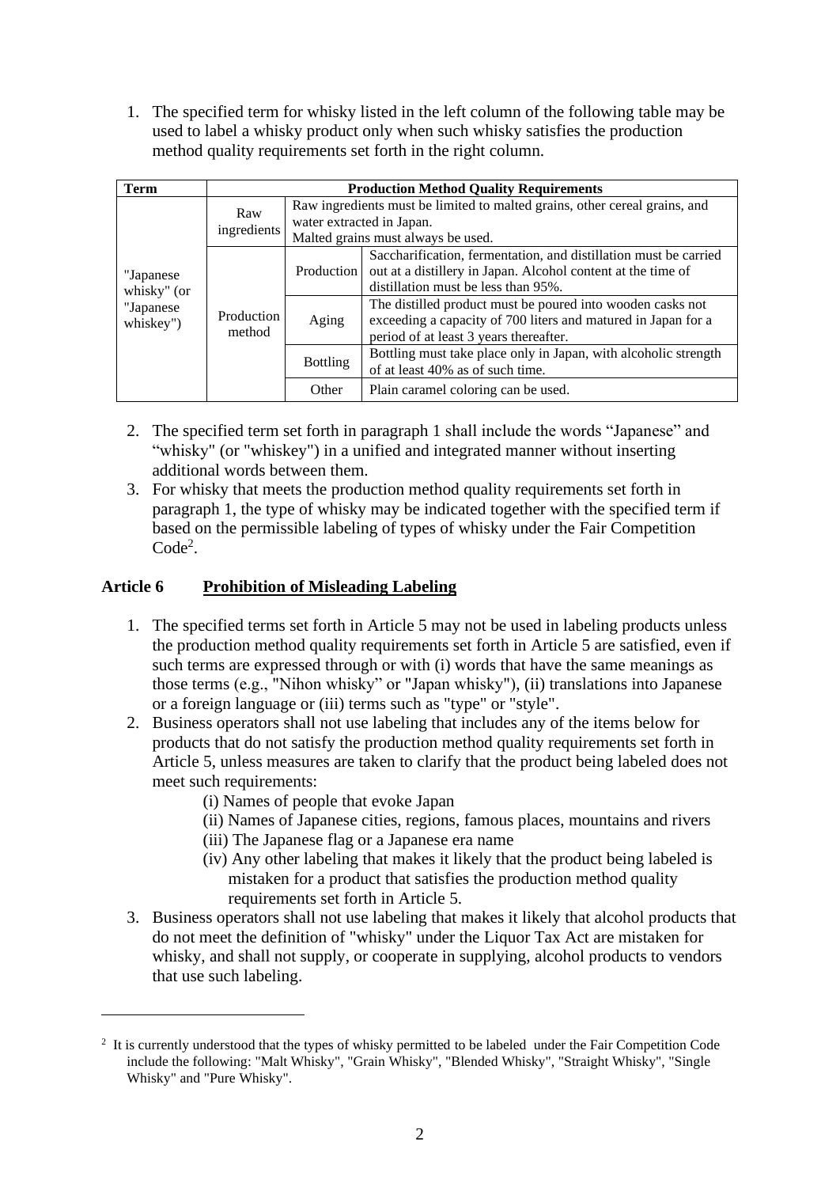1. The specified term for whisky listed in the left column of the following table may be used to label a whisky product only when such whisky satisfies the production method quality requirements set forth in the right column.

| Term | Production Method Quality Requirements | | |
|---|---|---|---|
| "Japanese whisky" (or "Japanese whiskey") | Raw ingredients | Raw ingredients must be limited to malted grains, other cereal grains, and water extracted in Japan. Malted grains must always be used. | |
| | Production method | Production | Saccharification, fermentation, and distillation must be carried out at a distillery in Japan. Alcohol content at the time of distillation must be less than 95%. |
| | | Aging | The distilled product must be poured into wooden casks not exceeding a capacity of 700 liters and matured in Japan for a period of at least 3 years thereafter. |
| | | Bottling | Bottling must take place only in Japan, with alcoholic strength of at least 40% as of such time. |
| | | Other | Plain caramel coloring can be used. |

2. The specified term set forth in paragraph 1 shall include the words "Japanese" and "whisky" (or "whiskey") in a unified and integrated manner without inserting additional words between them.
3. For whisky that meets the production method quality requirements set forth in paragraph 1, the type of whisky may be indicated together with the specified term if based on the permissible labeling of types of whisky under the Fair Competition Code[2].

## Article 6 **Prohibition of Misleading Labeling**

1. The specified terms set forth in Article 5 may not be used in labeling products unless the production method quality requirements set forth in Article 5 are satisfied, even if such terms are expressed through or with (i) words that have the same meanings as those terms (e.g., "Nihon whisky" or "Japan whisky"), (ii) translations into Japanese or a foreign language or (iii) terms such as "type" or "style".
2. Business operators shall not use labeling that includes any of the items below for products that do not satisfy the production method quality requirements set forth in Article 5, unless measures are taken to clarify that the product being labeled does not meet such requirements:
   (i) Names of people that evoke Japan
   (ii) Names of Japanese cities, regions, famous places, mountains and rivers
   (iii) The Japanese flag or a Japanese era name
   (iv) Any other labeling that makes it likely that the product being labeled is mistaken for a product that satisfies the production method quality requirements set forth in Article 5.
3. Business operators shall not use labeling that makes it likely that alcohol products that do not meet the definition of "whisky" under the Liquor Tax Act are mistaken for whisky, and shall not supply, or cooperate in supplying, alcohol products to vendors that use such labeling.

[2] It is currently understood that the types of whisky permitted to be labeled under the Fair Competition Code include the following: "Malt Whisky", "Grain Whisky", "Blended Whisky", "Straight Whisky", "Single Whisky" and "Pure Whisky".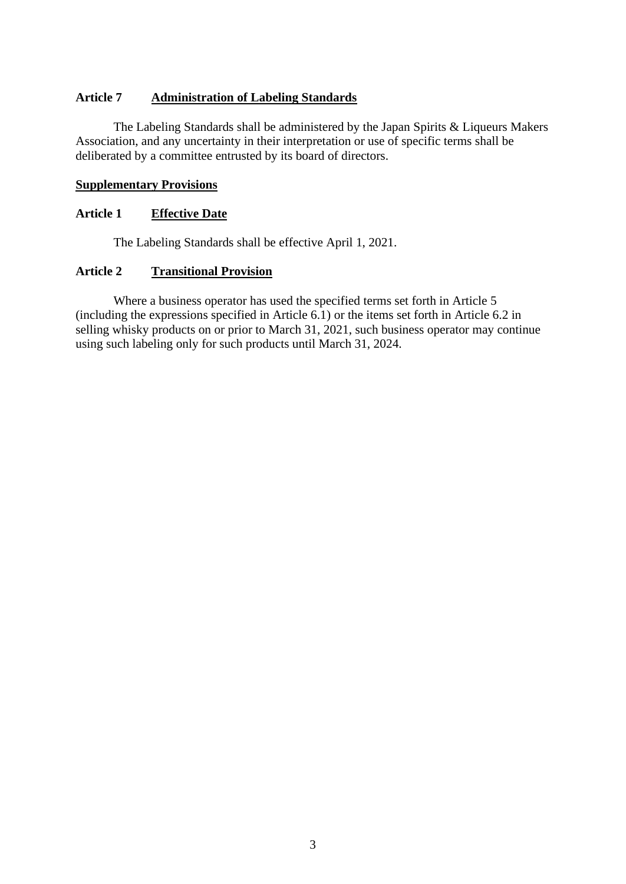**Article 7 Administration of Labeling Standards**

The Labeling Standards shall be administered by the Japan Spirits & Liqueurs Makers Association, and any uncertainty in their interpretation or use of specific terms shall be deliberated by a committee entrusted by its board of directors.

**Supplementary Provisions**

**Article 1 Effective Date**

The Labeling Standards shall be effective April 1, 2021.

**Article 2 Transitional Provision**

Where a business operator has used the specified terms set forth in Article 5 (including the expressions specified in Article 6.1) or the items set forth in Article 6.2 in selling whisky products on or prior to March 31, 2021, such business operator may continue using such labeling only for such products until March 31, 2024.